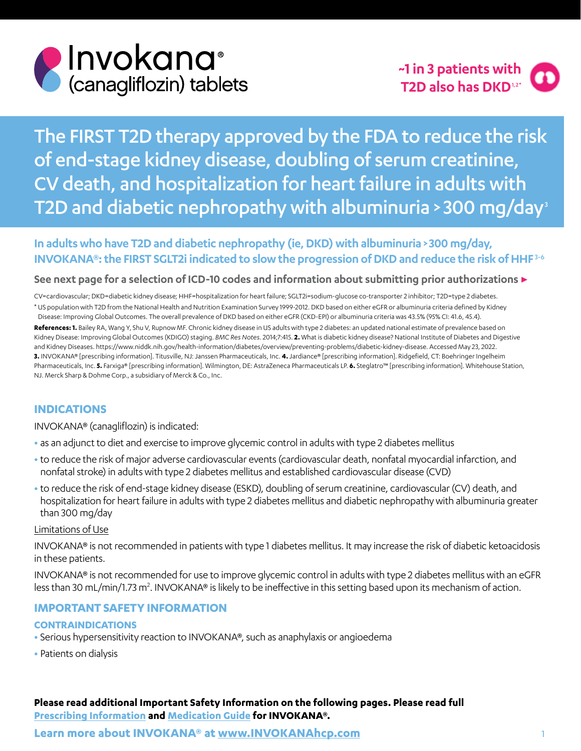# Invokana® (canagliflozin) tablets

**~1 in 3 patients with T2D also has DKD[1,2*]**

## The FIRST T2D therapy approved by the FDA to reduce the risk of end-stage kidney disease, doubling of serum creatinine, CV death, and hospitalization for heart failure in adults with T2D and diabetic nephropathy with albuminuria >300 mg/day[3]

**In adults who have T2D and diabetic nephropathy (ie, DKD) with albuminuria >300 mg/day, INVOKANA®: the FIRST SGLT2i indicated to slow the progression of DKD and reduce the risk of HHF[3-6]**

**See next page for a selection of ICD-10 codes and information about submitting prior authorizations ►**

CV=cardiovascular; DKD=diabetic kidney disease; HHF=hospitalization for heart failure; SGLT2i=sodium-glucose co-transporter 2 inhibitor; T2D=type 2 diabetes.

* US population with T2D from the National Health and Nutrition Examination Survey 1999-2012. DKD based on either eGFR or albuminuria criteria defined by Kidney Disease: Improving Global Outcomes. The overall prevalence of DKD based on either eGFR (CKD-EPI) or albuminuria criteria was 43.5% (95% CI: 41.6, 45.4).

**References: 1.** Bailey RA, Wang Y, Shu V, Rupnow MF. Chronic kidney disease in US adults with type 2 diabetes: an updated national estimate of prevalence based on Kidney Disease: Improving Global Outcomes (KDIGO) staging. *BMC Res Notes*. 2014;7:415. **2.** What is diabetic kidney disease? National Institute of Diabetes and Digestive and Kidney Diseases. https://www.niddk.nih.gov/health-information/diabetes/overview/preventing-problems/diabetic-kidney-disease. Accessed May 23, 2022. **3.** INVOKANA® [prescribing information]. Titusville, NJ: Janssen Pharmaceuticals, Inc. **4.** Jardiance® [prescribing information]. Ridgefield, CT: Boehringer Ingelheim Pharmaceuticals, Inc. **5.** Farxiga® [prescribing information]. Wilmington, DE: AstraZeneca Pharmaceuticals LP. **6.** Steglatro™ [prescribing information]. Whitehouse Station, NJ. Merck Sharp & Dohme Corp., a subsidiary of Merck & Co., Inc.

## INDICATIONS

INVOKANA® (canagliflozin) is indicated:

- as an adjunct to diet and exercise to improve glycemic control in adults with type 2 diabetes mellitus
- to reduce the risk of major adverse cardiovascular events (cardiovascular death, nonfatal myocardial infarction, and nonfatal stroke) in adults with type 2 diabetes mellitus and established cardiovascular disease (CVD)
- to reduce the risk of end-stage kidney disease (ESKD), doubling of serum creatinine, cardiovascular (CV) death, and hospitalization for heart failure in adults with type 2 diabetes mellitus and diabetic nephropathy with albuminuria greater than 300 mg/day

Limitations of Use

INVOKANA® is not recommended in patients with type 1 diabetes mellitus. It may increase the risk of diabetic ketoacidosis in these patients.

INVOKANA® is not recommended for use to improve glycemic control in adults with type 2 diabetes mellitus with an eGFR less than 30 mL/min/1.73 m$^2$. INVOKANA® is likely to be ineffective in this setting based upon its mechanism of action.

## IMPORTANT SAFETY INFORMATION

### CONTRAINDICATIONS

- Serious hypersensitivity reaction to INVOKANA®, such as anaphylaxis or angioedema
- Patients on dialysis

**Please read additional Important Safety Information on the following pages. Please read full Prescribing Information and Medication Guide for INVOKANA®.**

**Learn more about INVOKANA® at www.INVOKANAhcp.com**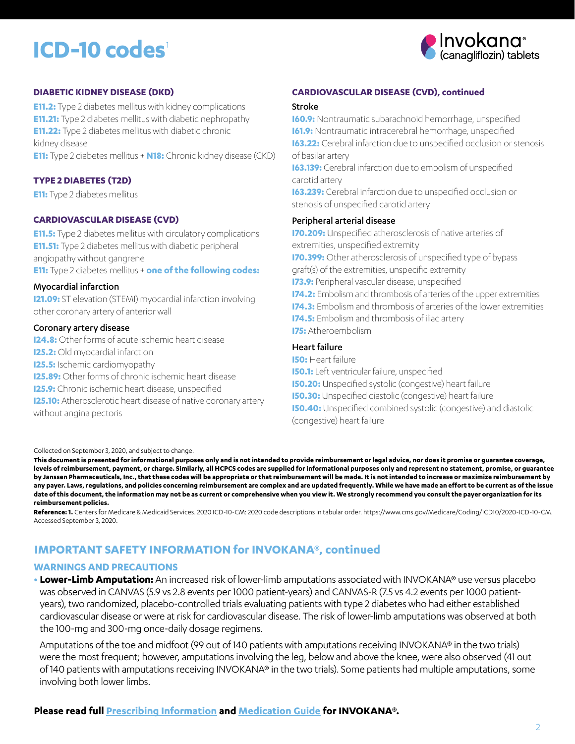# ICD-10 codes[1]

Invokana® (canagliflozin) tablets

### DIABETIC KIDNEY DISEASE (DKD)

**E11.2:** Type 2 diabetes mellitus with kidney complications
**E11.21:** Type 2 diabetes mellitus with diabetic nephropathy
**E11.22:** Type 2 diabetes mellitus with diabetic chronic kidney disease
**E11:** Type 2 diabetes mellitus + **N18:** Chronic kidney disease (CKD)

### TYPE 2 DIABETES (T2D)

**E11:** Type 2 diabetes mellitus

### CARDIOVASCULAR DISEASE (CVD)

**E11.5:** Type 2 diabetes mellitus with circulatory complications
**E11.51:** Type 2 diabetes mellitus with diabetic peripheral angiopathy without gangrene
**E11:** Type 2 diabetes mellitus + **one of the following codes:**

#### Myocardial infarction

**I21.09:** ST elevation (STEMI) myocardial infarction involving other coronary artery of anterior wall

#### Coronary artery disease

**I24.8:** Other forms of acute ischemic heart disease
**I25.2:** Old myocardial infarction
**I25.5:** Ischemic cardiomyopathy
**I25.89:** Other forms of chronic ischemic heart disease
**I25.9:** Chronic ischemic heart disease, unspecified
**I25.10:** Atherosclerotic heart disease of native coronary artery without angina pectoris

### CARDIOVASCULAR DISEASE (CVD), continued

#### Stroke

**I60.9:** Nontraumatic subarachnoid hemorrhage, unspecified
**I61.9:** Nontraumatic intracerebral hemorrhage, unspecified
**I63.22:** Cerebral infarction due to unspecified occlusion or stenosis of basilar artery
**I63.139:** Cerebral infarction due to embolism of unspecified carotid artery
**I63.239:** Cerebral infarction due to unspecified occlusion or stenosis of unspecified carotid artery

#### Peripheral arterial disease

**I70.209:** Unspecified atherosclerosis of native arteries of extremities, unspecified extremity
**I70.399:** Other atherosclerosis of unspecified type of bypass graft(s) of the extremities, unspecific extremity
**I73.9:** Peripheral vascular disease, unspecified
**I74.2:** Embolism and thrombosis of arteries of the upper extremities
**I74.3:** Embolism and thrombosis of arteries of the lower extremities
**I74.5:** Embolism and thrombosis of iliac artery
**I75:** Atheroembolism

#### Heart failure

**I50:** Heart failure
**I50.1:** Left ventricular failure, unspecified
**I50.20:** Unspecified systolic (congestive) heart failure
**I50.30:** Unspecified diastolic (congestive) heart failure
**I50.40:** Unspecified combined systolic (congestive) and diastolic (congestive) heart failure

Collected on September 3, 2020, and subject to change.

**This document is presented for informational purposes only and is not intended to provide reimbursement or legal advice, nor does it promise or guarantee coverage, levels of reimbursement, payment, or charge. Similarly, all HCPCS codes are supplied for informational purposes only and represent no statement, promise, or guarantee by Janssen Pharmaceuticals, Inc., that these codes will be appropriate or that reimbursement will be made. It is not intended to increase or maximize reimbursement by any payer. Laws, regulations, and policies concerning reimbursement are complex and are updated frequently. While we have made an effort to be current as of the issue date of this document, the information may not be as current or comprehensive when you view it. We strongly recommend you consult the payer organization for its reimbursement policies.**

**Reference: 1.** Centers for Medicare & Medicaid Services. 2020 ICD-10-CM: 2020 code descriptions in tabular order. https://www.cms.gov/Medicare/Coding/ICD10/2020-ICD-10-CM. Accessed September 3, 2020.

## IMPORTANT SAFETY INFORMATION for INVOKANA®, continued

### WARNINGS AND PRECAUTIONS

- **Lower-Limb Amputation:** An increased risk of lower-limb amputations associated with INVOKANA® use versus placebo was observed in CANVAS (5.9 vs 2.8 events per 1000 patient-years) and CANVAS-R (7.5 vs 4.2 events per 1000 patient-years), two randomized, placebo-controlled trials evaluating patients with type 2 diabetes who had either established cardiovascular disease or were at risk for cardiovascular disease. The risk of lower-limb amputations was observed at both the 100-mg and 300-mg once-daily dosage regimens.

  Amputations of the toe and midfoot (99 out of 140 patients with amputations receiving INVOKANA® in the two trials) were the most frequent; however, amputations involving the leg, below and above the knee, were also observed (41 out of 140 patients with amputations receiving INVOKANA® in the two trials). Some patients had multiple amputations, some involving both lower limbs.

**Please read full Prescribing Information and Medication Guide for INVOKANA®.**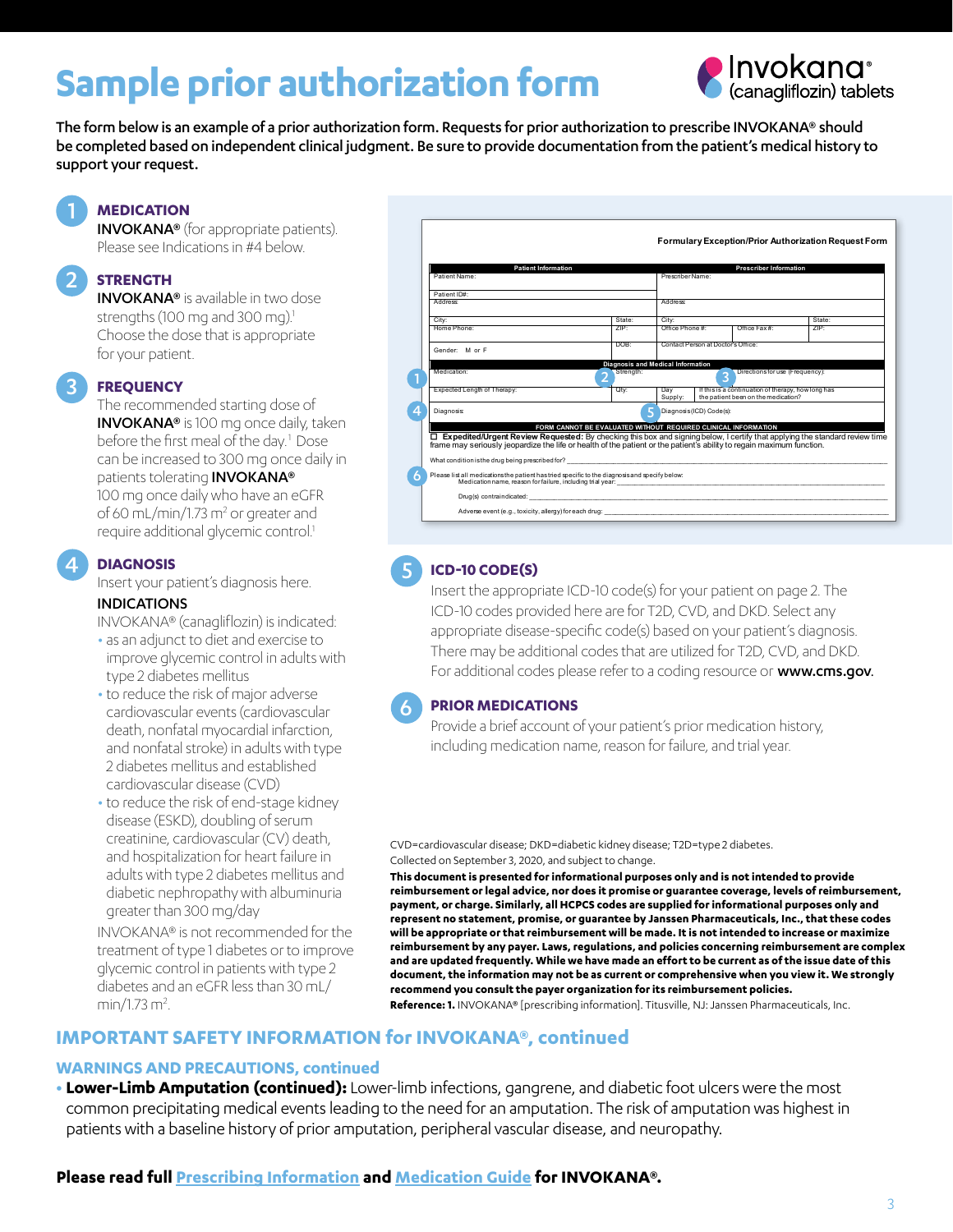# Sample prior authorization form

Invokana® (canagliflozin) tablets

The form below is an example of a prior authorization form. Requests for prior authorization to prescribe INVOKANA® should be completed based on independent clinical judgment. Be sure to provide documentation from the patient's medical history to support your request.

## 1 MEDICATION

**INVOKANA®** (for appropriate patients). Please see Indications in #4 below.

## 2 STRENGTH

**INVOKANA®** is available in two dose strengths (100 mg and 300 mg).[1] Choose the dose that is appropriate for your patient.

## 3 FREQUENCY

The recommended starting dose of **INVOKANA®** is 100 mg once daily, taken before the first meal of the day.[1] Dose can be increased to 300 mg once daily in patients tolerating **INVOKANA®** 100 mg once daily who have an eGFR of 60 mL/min/1.73 m² or greater and require additional glycemic control.[1]

## 4 DIAGNOSIS

Insert your patient's diagnosis here.

### INDICATIONS

INVOKANA® (canagliflozin) is indicated:

- as an adjunct to diet and exercise to improve glycemic control in adults with type 2 diabetes mellitus
- to reduce the risk of major adverse cardiovascular events (cardiovascular death, nonfatal myocardial infarction, and nonfatal stroke) in adults with type 2 diabetes mellitus and established cardiovascular disease (CVD)
- to reduce the risk of end-stage kidney disease (ESKD), doubling of serum creatinine, cardiovascular (CV) death, and hospitalization for heart failure in adults with type 2 diabetes mellitus and diabetic nephropathy with albuminuria greater than 300 mg/day

INVOKANA® is not recommended for the treatment of type 1 diabetes or to improve glycemic control in patients with type 2 diabetes and an eGFR less than 30 mL/min/1.73 m².

**Formulary Exception/Prior Authorization Request Form**

| Patient Information | | Prescriber Information | | |
|---|---|---|---|---|
| Patient Name: | | Prescriber Name: | | |
| Patient ID#: | | | | |
| Address: | | Address: | | |
| City: | State: | City: | | State: |
| Home Phone: | ZIP: | Office Phone #: | Office Fax #: | ZIP: |
| Gender: M or F | DOB: | Contact Person at Doctor's Office: | | |

| Diagnosis and Medical Information | | | |
|---|---|---|---|
| Medication: (1) | Strength: (2) | | Directions for use (Frequency): (3) |
| Expected Length of Therapy: | Qty: | Day Supply: | If this is a continuation of therapy, how long has the patient been on the medication? |
| Diagnosis: (4) | | Diagnosis (ICD) Code(s): (5) | |

**FORM CANNOT BE EVALUATED WITHOUT REQUIRED CLINICAL INFORMATION**

☐ **Expedited/Urgent Review Requested:** By checking this box and signing below, I certify that applying the standard review time frame may seriously jeopardize the life or health of the patient or the patient's ability to regain maximum function.

What condition is the drug being prescribed for? ______

(6) Please list all medications the patient has tried specific to the diagnosis and specify below:

Medication name, reason for failure, including trial year: ______

Drug(s) contraindicated: ______

Adverse event (e.g., toxicity, allergy) for each drug: ______

## 5 ICD-10 CODE(S)

Insert the appropriate ICD-10 code(s) for your patient on page 2. The ICD-10 codes provided here are for T2D, CVD, and DKD. Select any appropriate disease-specific code(s) based on your patient's diagnosis. There may be additional codes that are utilized for T2D, CVD, and DKD. For additional codes please refer to a coding resource or **www.cms.gov**.

## 6 PRIOR MEDICATIONS

Provide a brief account of your patient's prior medication history, including medication name, reason for failure, and trial year.

CVD=cardiovascular disease; DKD=diabetic kidney disease; T2D=type 2 diabetes.

Collected on September 3, 2020, and subject to change.

**This document is presented for informational purposes only and is not intended to provide reimbursement or legal advice, nor does it promise or guarantee coverage, levels of reimbursement, payment, or charge. Similarly, all HCPCS codes are supplied for informational purposes only and represent no statement, promise, or guarantee by Janssen Pharmaceuticals, Inc., that these codes will be appropriate or that reimbursement will be made. It is not intended to increase or maximize reimbursement by any payer. Laws, regulations, and policies concerning reimbursement are complex and are updated frequently. While we have made an effort to be current as of the issue date of this document, the information may not be as current or comprehensive when you view it. We strongly recommend you consult the payer organization for its reimbursement policies.**

**Reference: 1.** INVOKANA® [prescribing information]. Titusville, NJ: Janssen Pharmaceuticals, Inc.

## IMPORTANT SAFETY INFORMATION for INVOKANA®, continued

### WARNINGS AND PRECAUTIONS, continued

- **Lower-Limb Amputation (continued):** Lower-limb infections, gangrene, and diabetic foot ulcers were the most common precipitating medical events leading to the need for an amputation. The risk of amputation was highest in patients with a baseline history of prior amputation, peripheral vascular disease, and neuropathy.

**Please read full Prescribing Information and Medication Guide for INVOKANA®.**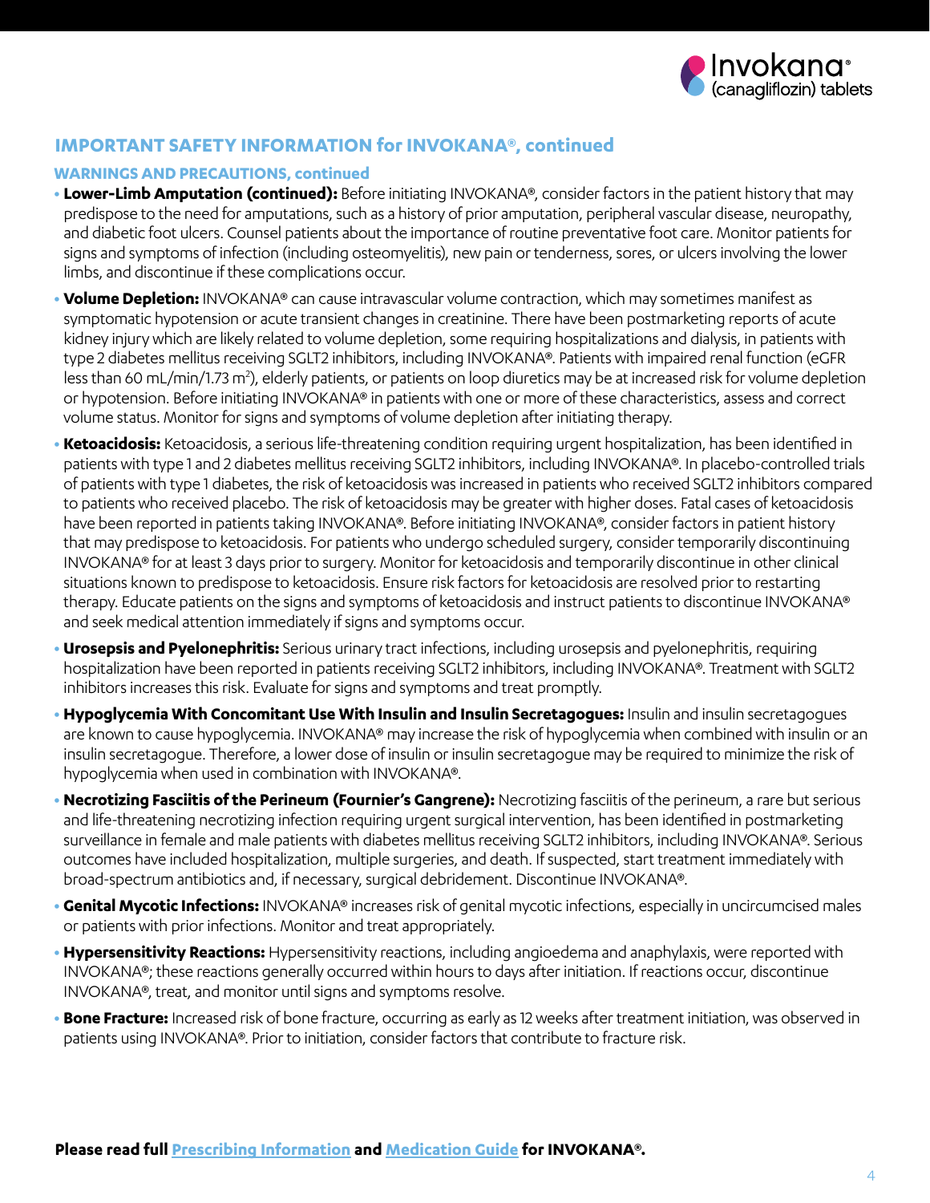## IMPORTANT SAFETY INFORMATION for INVOKANA®, continued

### WARNINGS AND PRECAUTIONS, continued

- **Lower-Limb Amputation (continued):** Before initiating INVOKANA®, consider factors in the patient history that may predispose to the need for amputations, such as a history of prior amputation, peripheral vascular disease, neuropathy, and diabetic foot ulcers. Counsel patients about the importance of routine preventative foot care. Monitor patients for signs and symptoms of infection (including osteomyelitis), new pain or tenderness, sores, or ulcers involving the lower limbs, and discontinue if these complications occur.
- **Volume Depletion:** INVOKANA® can cause intravascular volume contraction, which may sometimes manifest as symptomatic hypotension or acute transient changes in creatinine. There have been postmarketing reports of acute kidney injury which are likely related to volume depletion, some requiring hospitalizations and dialysis, in patients with type 2 diabetes mellitus receiving SGLT2 inhibitors, including INVOKANA®. Patients with impaired renal function (eGFR less than 60 mL/min/1.73 $m^2$), elderly patients, or patients on loop diuretics may be at increased risk for volume depletion or hypotension. Before initiating INVOKANA® in patients with one or more of these characteristics, assess and correct volume status. Monitor for signs and symptoms of volume depletion after initiating therapy.
- **Ketoacidosis:** Ketoacidosis, a serious life-threatening condition requiring urgent hospitalization, has been identified in patients with type 1 and 2 diabetes mellitus receiving SGLT2 inhibitors, including INVOKANA®. In placebo-controlled trials of patients with type 1 diabetes, the risk of ketoacidosis was increased in patients who received SGLT2 inhibitors compared to patients who received placebo. The risk of ketoacidosis may be greater with higher doses. Fatal cases of ketoacidosis have been reported in patients taking INVOKANA®. Before initiating INVOKANA®, consider factors in patient history that may predispose to ketoacidosis. For patients who undergo scheduled surgery, consider temporarily discontinuing INVOKANA® for at least 3 days prior to surgery. Monitor for ketoacidosis and temporarily discontinue in other clinical situations known to predispose to ketoacidosis. Ensure risk factors for ketoacidosis are resolved prior to restarting therapy. Educate patients on the signs and symptoms of ketoacidosis and instruct patients to discontinue INVOKANA® and seek medical attention immediately if signs and symptoms occur.
- **Urosepsis and Pyelonephritis:** Serious urinary tract infections, including urosepsis and pyelonephritis, requiring hospitalization have been reported in patients receiving SGLT2 inhibitors, including INVOKANA®. Treatment with SGLT2 inhibitors increases this risk. Evaluate for signs and symptoms and treat promptly.
- **Hypoglycemia With Concomitant Use With Insulin and Insulin Secretagogues:** Insulin and insulin secretagogues are known to cause hypoglycemia. INVOKANA® may increase the risk of hypoglycemia when combined with insulin or an insulin secretagogue. Therefore, a lower dose of insulin or insulin secretagogue may be required to minimize the risk of hypoglycemia when used in combination with INVOKANA®.
- **Necrotizing Fasciitis of the Perineum (Fournier's Gangrene):** Necrotizing fasciitis of the perineum, a rare but serious and life-threatening necrotizing infection requiring urgent surgical intervention, has been identified in postmarketing surveillance in female and male patients with diabetes mellitus receiving SGLT2 inhibitors, including INVOKANA®. Serious outcomes have included hospitalization, multiple surgeries, and death. If suspected, start treatment immediately with broad-spectrum antibiotics and, if necessary, surgical debridement. Discontinue INVOKANA®.
- **Genital Mycotic Infections:** INVOKANA® increases risk of genital mycotic infections, especially in uncircumcised males or patients with prior infections. Monitor and treat appropriately.
- **Hypersensitivity Reactions:** Hypersensitivity reactions, including angioedema and anaphylaxis, were reported with INVOKANA®; these reactions generally occurred within hours to days after initiation. If reactions occur, discontinue INVOKANA®, treat, and monitor until signs and symptoms resolve.
- **Bone Fracture:** Increased risk of bone fracture, occurring as early as 12 weeks after treatment initiation, was observed in patients using INVOKANA®. Prior to initiation, consider factors that contribute to fracture risk.

**Please read full Prescribing Information and Medication Guide for INVOKANA®.**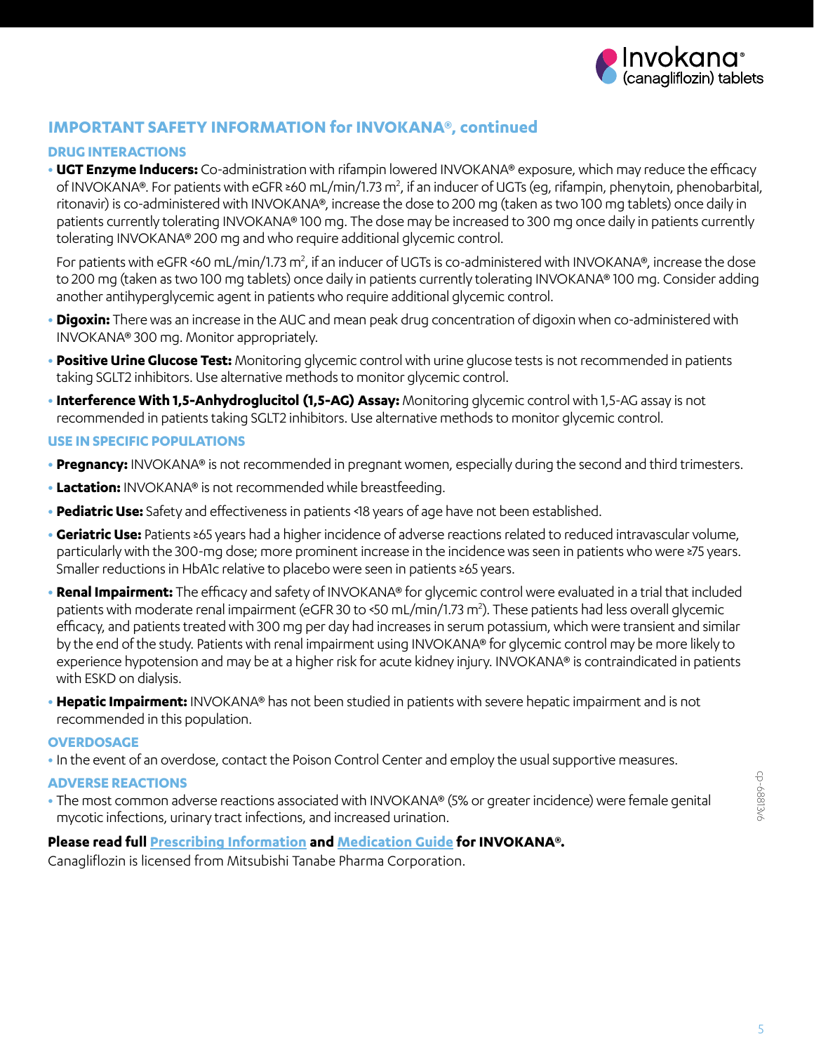## IMPORTANT SAFETY INFORMATION for INVOKANA®, continued

### DRUG INTERACTIONS

- **UGT Enzyme Inducers:** Co-administration with rifampin lowered INVOKANA® exposure, which may reduce the efficacy of INVOKANA®. For patients with eGFR ≥60 mL/min/1.73 $m^2$, if an inducer of UGTs (eg, rifampin, phenytoin, phenobarbital, ritonavir) is co-administered with INVOKANA®, increase the dose to 200 mg (taken as two 100 mg tablets) once daily in patients currently tolerating INVOKANA® 100 mg. The dose may be increased to 300 mg once daily in patients currently tolerating INVOKANA® 200 mg and who require additional glycemic control.

  For patients with eGFR <60 mL/min/1.73 $m^2$, if an inducer of UGTs is co-administered with INVOKANA®, increase the dose to 200 mg (taken as two 100 mg tablets) once daily in patients currently tolerating INVOKANA® 100 mg. Consider adding another antihyperglycemic agent in patients who require additional glycemic control.

- **Digoxin:** There was an increase in the AUC and mean peak drug concentration of digoxin when co-administered with INVOKANA® 300 mg. Monitor appropriately.
- **Positive Urine Glucose Test:** Monitoring glycemic control with urine glucose tests is not recommended in patients taking SGLT2 inhibitors. Use alternative methods to monitor glycemic control.
- **Interference With 1,5-Anhydroglucitol (1,5-AG) Assay:** Monitoring glycemic control with 1,5-AG assay is not recommended in patients taking SGLT2 inhibitors. Use alternative methods to monitor glycemic control.

### USE IN SPECIFIC POPULATIONS

- **Pregnancy:** INVOKANA® is not recommended in pregnant women, especially during the second and third trimesters.
- **Lactation:** INVOKANA® is not recommended while breastfeeding.
- **Pediatric Use:** Safety and effectiveness in patients <18 years of age have not been established.
- **Geriatric Use:** Patients ≥65 years had a higher incidence of adverse reactions related to reduced intravascular volume, particularly with the 300-mg dose; more prominent increase in the incidence was seen in patients who were ≥75 years. Smaller reductions in HbA1c relative to placebo were seen in patients ≥65 years.
- **Renal Impairment:** The efficacy and safety of INVOKANA® for glycemic control were evaluated in a trial that included patients with moderate renal impairment (eGFR 30 to <50 mL/min/1.73 $m^2$). These patients had less overall glycemic efficacy, and patients treated with 300 mg per day had increases in serum potassium, which were transient and similar by the end of the study. Patients with renal impairment using INVOKANA® for glycemic control may be more likely to experience hypotension and may be at a higher risk for acute kidney injury. INVOKANA® is contraindicated in patients with ESKD on dialysis.
- **Hepatic Impairment:** INVOKANA® has not been studied in patients with severe hepatic impairment and is not recommended in this population.

### OVERDOSAGE

- In the event of an overdose, contact the Poison Control Center and employ the usual supportive measures.

### ADVERSE REACTIONS

- The most common adverse reactions associated with INVOKANA® (5% or greater incidence) were female genital mycotic infections, urinary tract infections, and increased urination.

**Please read full Prescribing Information and Medication Guide for INVOKANA®.**

Canagliflozin is licensed from Mitsubishi Tanabe Pharma Corporation.

cp-68813v6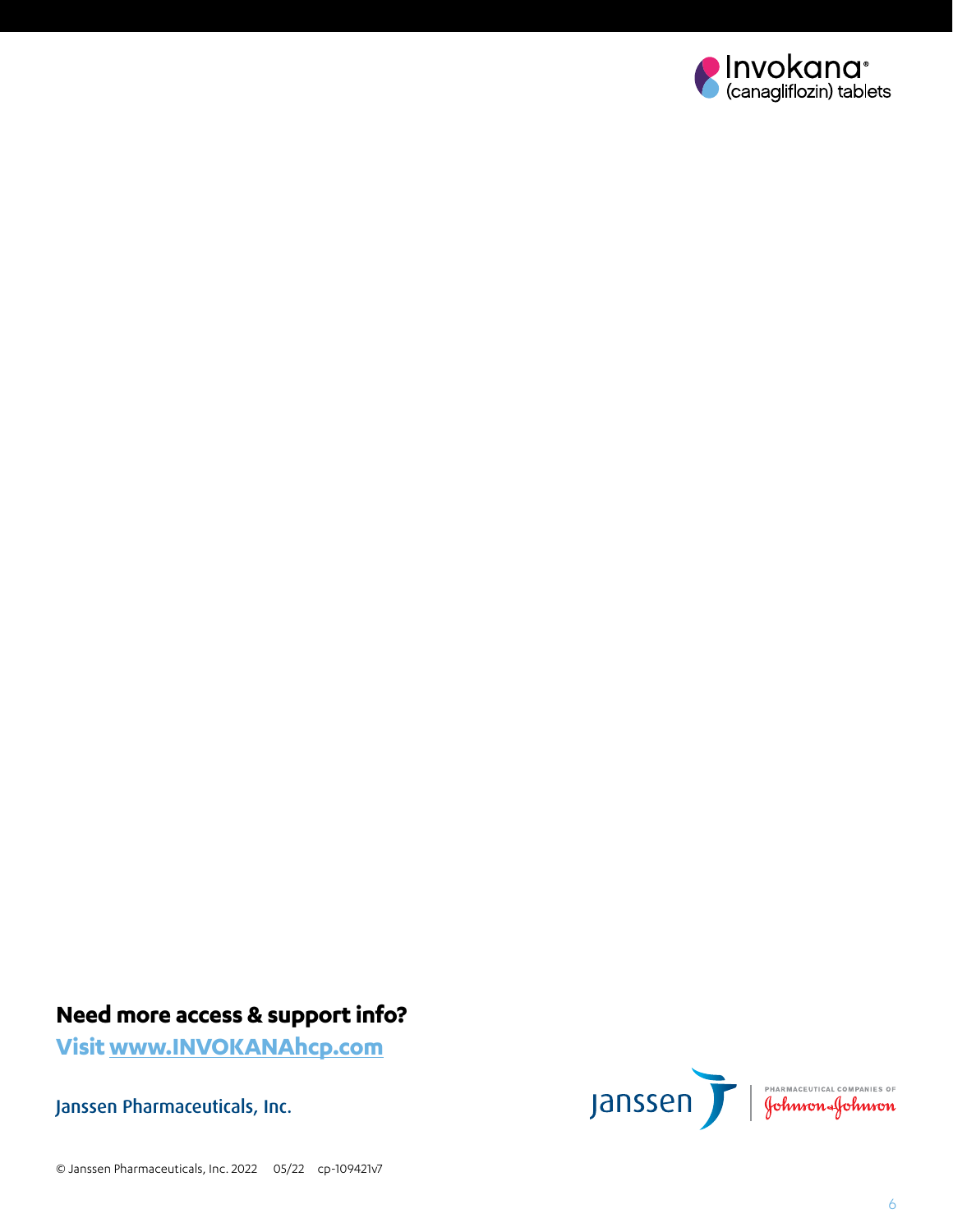Invokana®
(canagliflozin) tablets

**Need more access & support info?**

**Visit www.INVOKANAhcp.com**

Janssen Pharmaceuticals, Inc.

janssen | PHARMACEUTICAL COMPANIES OF Johnson & Johnson

© Janssen Pharmaceuticals, Inc. 2022 05/22 cp-109421v7